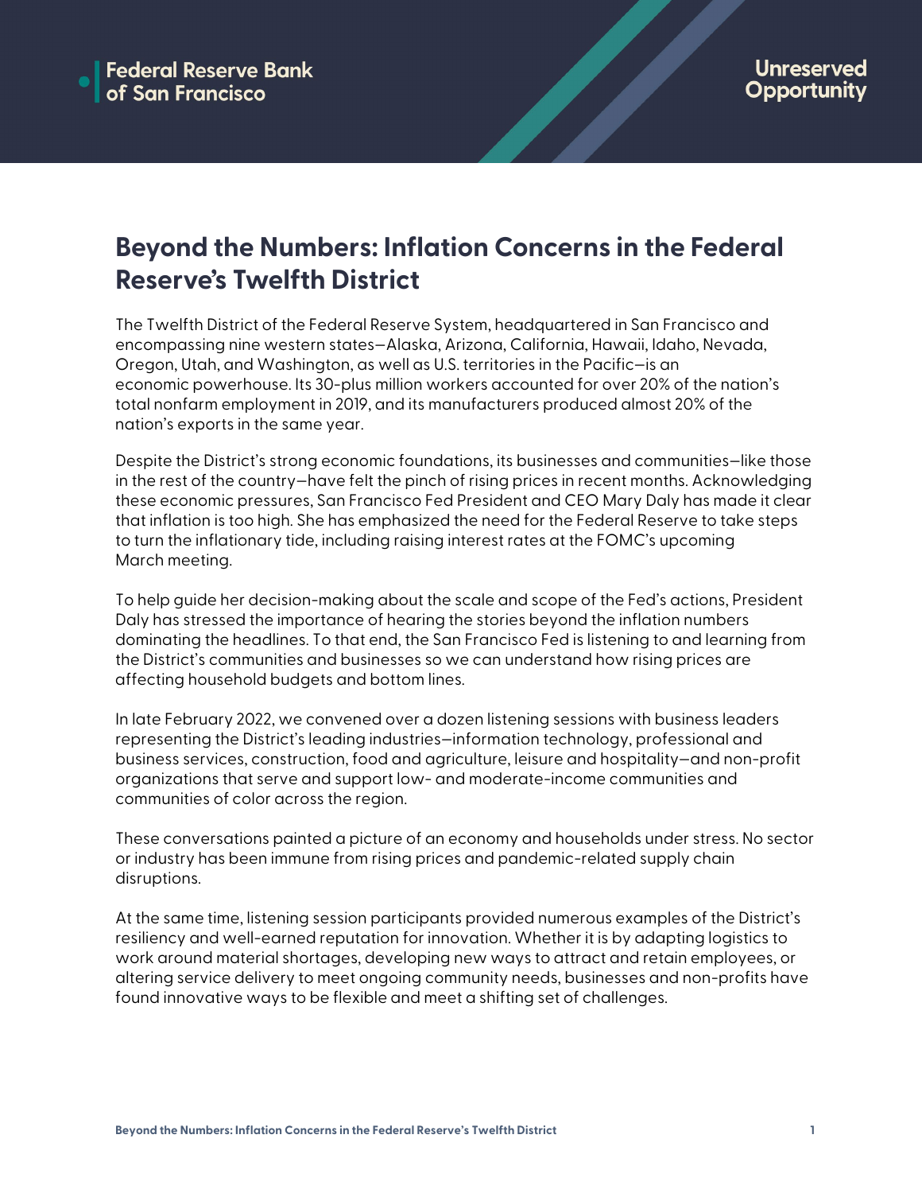Federal Reserve Bank of San Francisco

Unreserved Opportunity

# Beyond the Numbers: Inflation Concerns in the Federal Reserve's Twelfth District

The Twelfth District of the Federal Reserve System, headquartered in San Francisco and encompassing nine western states—Alaska, Arizona, California, Hawaii, Idaho, Nevada, Oregon, Utah, and Washington, as well as U.S. territories in the Pacific—is an economic powerhouse. Its 30-plus million workers accounted for over 20% of the nation's total nonfarm employment in 2019, and its manufacturers produced almost 20% of the nation's exports in the same year.

Despite the District's strong economic foundations, its businesses and communities—like those in the rest of the country—have felt the pinch of rising prices in recent months. Acknowledging these economic pressures, San Francisco Fed President and CEO Mary Daly has made it clear that inflation is too high. She has emphasized the need for the Federal Reserve to take steps to turn the inflationary tide, including raising interest rates at the FOMC's upcoming March meeting.

To help guide her decision-making about the scale and scope of the Fed's actions, President Daly has stressed the importance of hearing the stories beyond the inflation numbers dominating the headlines. To that end, the San Francisco Fed is listening to and learning from the District's communities and businesses so we can understand how rising prices are affecting household budgets and bottom lines.

In late February 2022, we convened over a dozen listening sessions with business leaders representing the District's leading industries—information technology, professional and business services, construction, food and agriculture, leisure and hospitality—and non-profit organizations that serve and support low- and moderate-income communities and communities of color across the region.

These conversations painted a picture of an economy and households under stress. No sector or industry has been immune from rising prices and pandemic-related supply chain disruptions.

At the same time, listening session participants provided numerous examples of the District's resiliency and well-earned reputation for innovation. Whether it is by adapting logistics to work around material shortages, developing new ways to attract and retain employees, or altering service delivery to meet ongoing community needs, businesses and non-profits have found innovative ways to be flexible and meet a shifting set of challenges.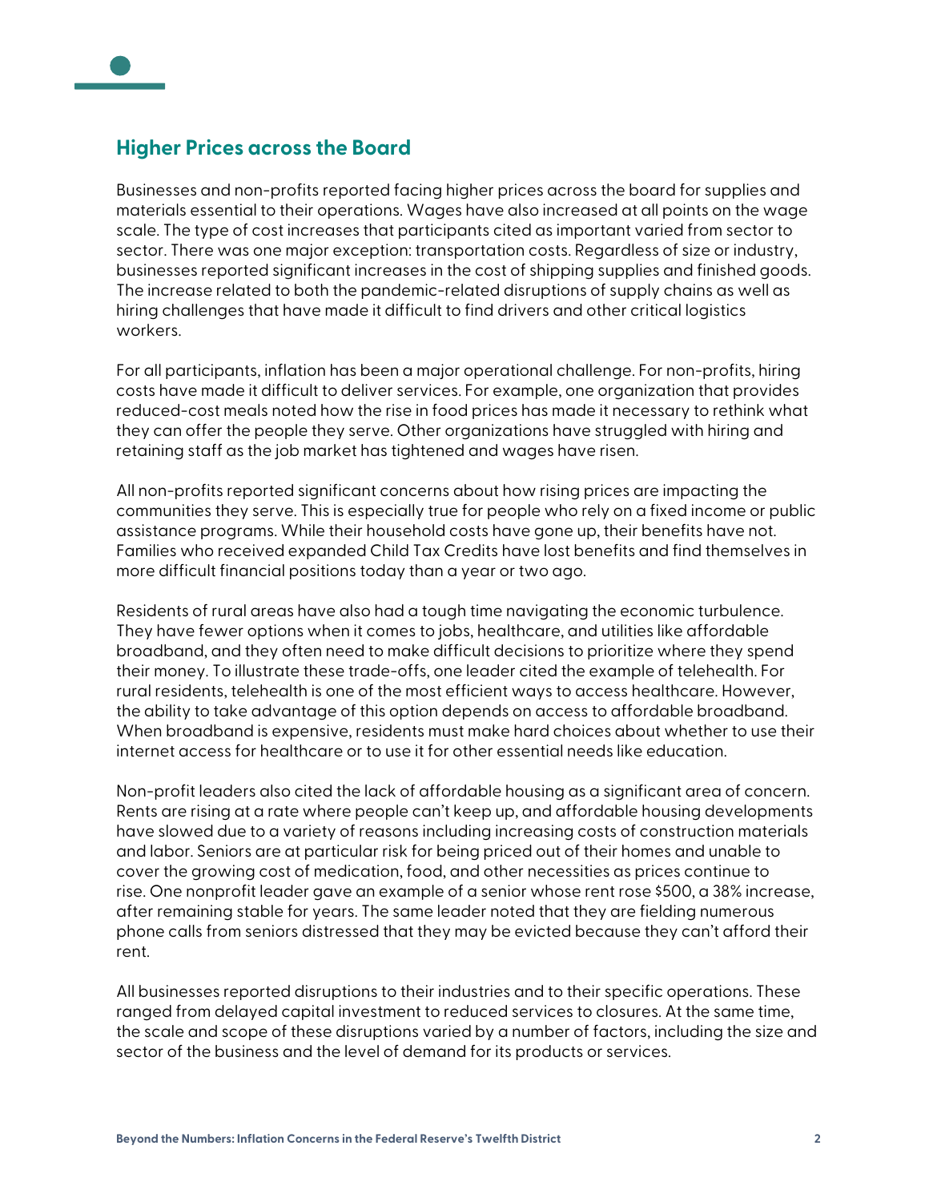## Higher Prices across the Board

Businesses and non-profits reported facing higher prices across the board for supplies and materials essential to their operations. Wages have also increased at all points on the wage scale. The type of cost increases that participants cited as important varied from sector to sector. There was one major exception: transportation costs. Regardless of size or industry, businesses reported significant increases in the cost of shipping supplies and finished goods. The increase related to both the pandemic-related disruptions of supply chains as well as hiring challenges that have made it difficult to find drivers and other critical logistics workers.

For all participants, inflation has been a major operational challenge. For non-profits, hiring costs have made it difficult to deliver services. For example, one organization that provides reduced-cost meals noted how the rise in food prices has made it necessary to rethink what they can offer the people they serve. Other organizations have struggled with hiring and retaining staff as the job market has tightened and wages have risen.

All non-profits reported significant concerns about how rising prices are impacting the communities they serve. This is especially true for people who rely on a fixed income or public assistance programs. While their household costs have gone up, their benefits have not. Families who received expanded Child Tax Credits have lost benefits and find themselves in more difficult financial positions today than a year or two ago.

Residents of rural areas have also had a tough time navigating the economic turbulence. They have fewer options when it comes to jobs, healthcare, and utilities like affordable broadband, and they often need to make difficult decisions to prioritize where they spend their money. To illustrate these trade-offs, one leader cited the example of telehealth. For rural residents, telehealth is one of the most efficient ways to access healthcare. However, the ability to take advantage of this option depends on access to affordable broadband. When broadband is expensive, residents must make hard choices about whether to use their internet access for healthcare or to use it for other essential needs like education.

Non-profit leaders also cited the lack of affordable housing as a significant area of concern. Rents are rising at a rate where people can't keep up, and affordable housing developments have slowed due to a variety of reasons including increasing costs of construction materials and labor. Seniors are at particular risk for being priced out of their homes and unable to cover the growing cost of medication, food, and other necessities as prices continue to rise. One nonprofit leader gave an example of a senior whose rent rose $500, a 38% increase, after remaining stable for years. The same leader noted that they are fielding numerous phone calls from seniors distressed that they may be evicted because they can't afford their rent.

All businesses reported disruptions to their industries and to their specific operations. These ranged from delayed capital investment to reduced services to closures. At the same time, the scale and scope of these disruptions varied by a number of factors, including the size and sector of the business and the level of demand for its products or services.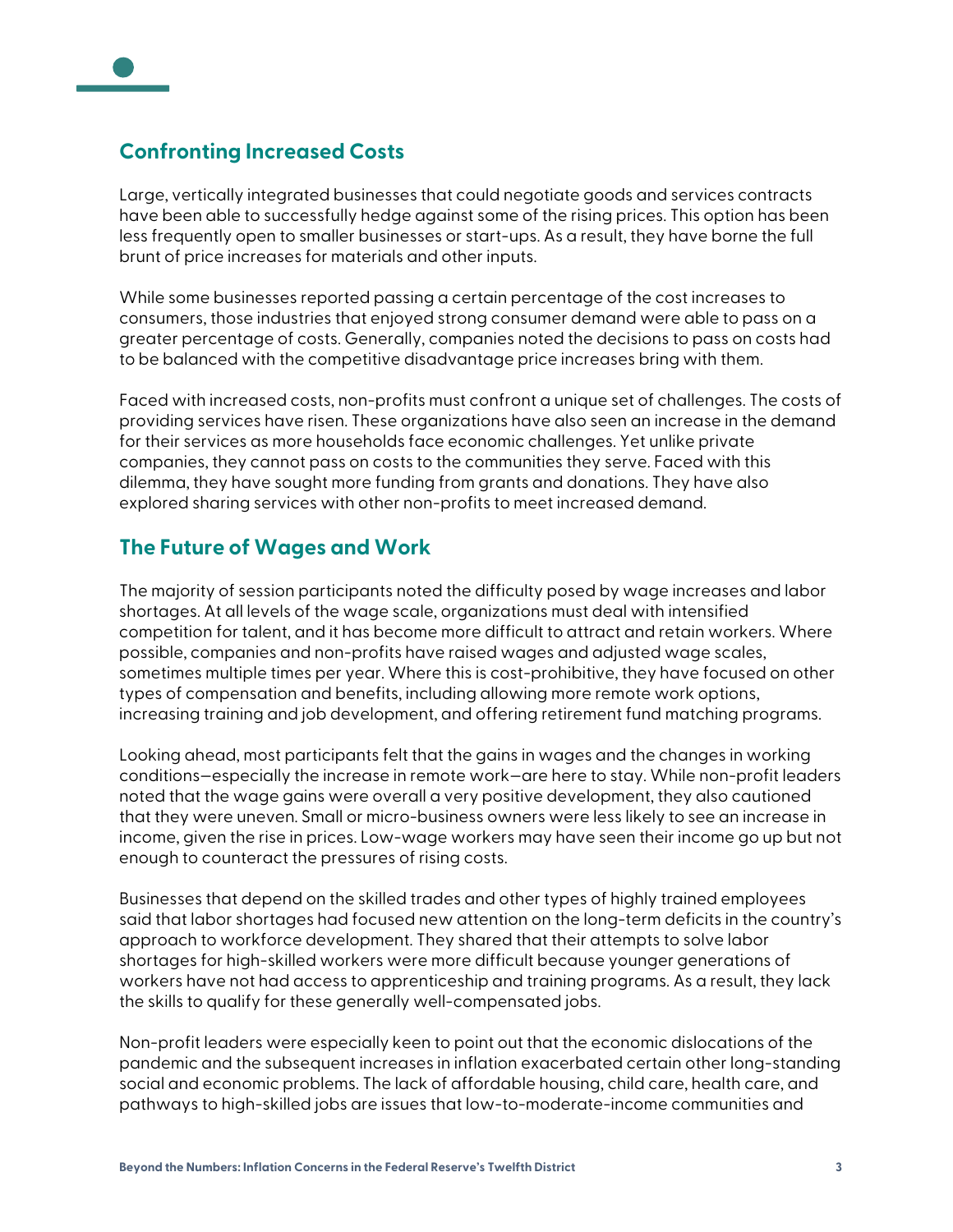## Confronting Increased Costs

Large, vertically integrated businesses that could negotiate goods and services contracts have been able to successfully hedge against some of the rising prices. This option has been less frequently open to smaller businesses or start-ups. As a result, they have borne the full brunt of price increases for materials and other inputs.

While some businesses reported passing a certain percentage of the cost increases to consumers, those industries that enjoyed strong consumer demand were able to pass on a greater percentage of costs. Generally, companies noted the decisions to pass on costs had to be balanced with the competitive disadvantage price increases bring with them.

Faced with increased costs, non-profits must confront a unique set of challenges. The costs of providing services have risen. These organizations have also seen an increase in the demand for their services as more households face economic challenges. Yet unlike private companies, they cannot pass on costs to the communities they serve. Faced with this dilemma, they have sought more funding from grants and donations. They have also explored sharing services with other non-profits to meet increased demand.

## The Future of Wages and Work

The majority of session participants noted the difficulty posed by wage increases and labor shortages. At all levels of the wage scale, organizations must deal with intensified competition for talent, and it has become more difficult to attract and retain workers. Where possible, companies and non-profits have raised wages and adjusted wage scales, sometimes multiple times per year. Where this is cost-prohibitive, they have focused on other types of compensation and benefits, including allowing more remote work options, increasing training and job development, and offering retirement fund matching programs.

Looking ahead, most participants felt that the gains in wages and the changes in working conditions—especially the increase in remote work—are here to stay. While non-profit leaders noted that the wage gains were overall a very positive development, they also cautioned that they were uneven. Small or micro-business owners were less likely to see an increase in income, given the rise in prices. Low-wage workers may have seen their income go up but not enough to counteract the pressures of rising costs.

Businesses that depend on the skilled trades and other types of highly trained employees said that labor shortages had focused new attention on the long-term deficits in the country's approach to workforce development. They shared that their attempts to solve labor shortages for high-skilled workers were more difficult because younger generations of workers have not had access to apprenticeship and training programs. As a result, they lack the skills to qualify for these generally well-compensated jobs.

Non-profit leaders were especially keen to point out that the economic dislocations of the pandemic and the subsequent increases in inflation exacerbated certain other long-standing social and economic problems. The lack of affordable housing, child care, health care, and pathways to high-skilled jobs are issues that low-to-moderate-income communities and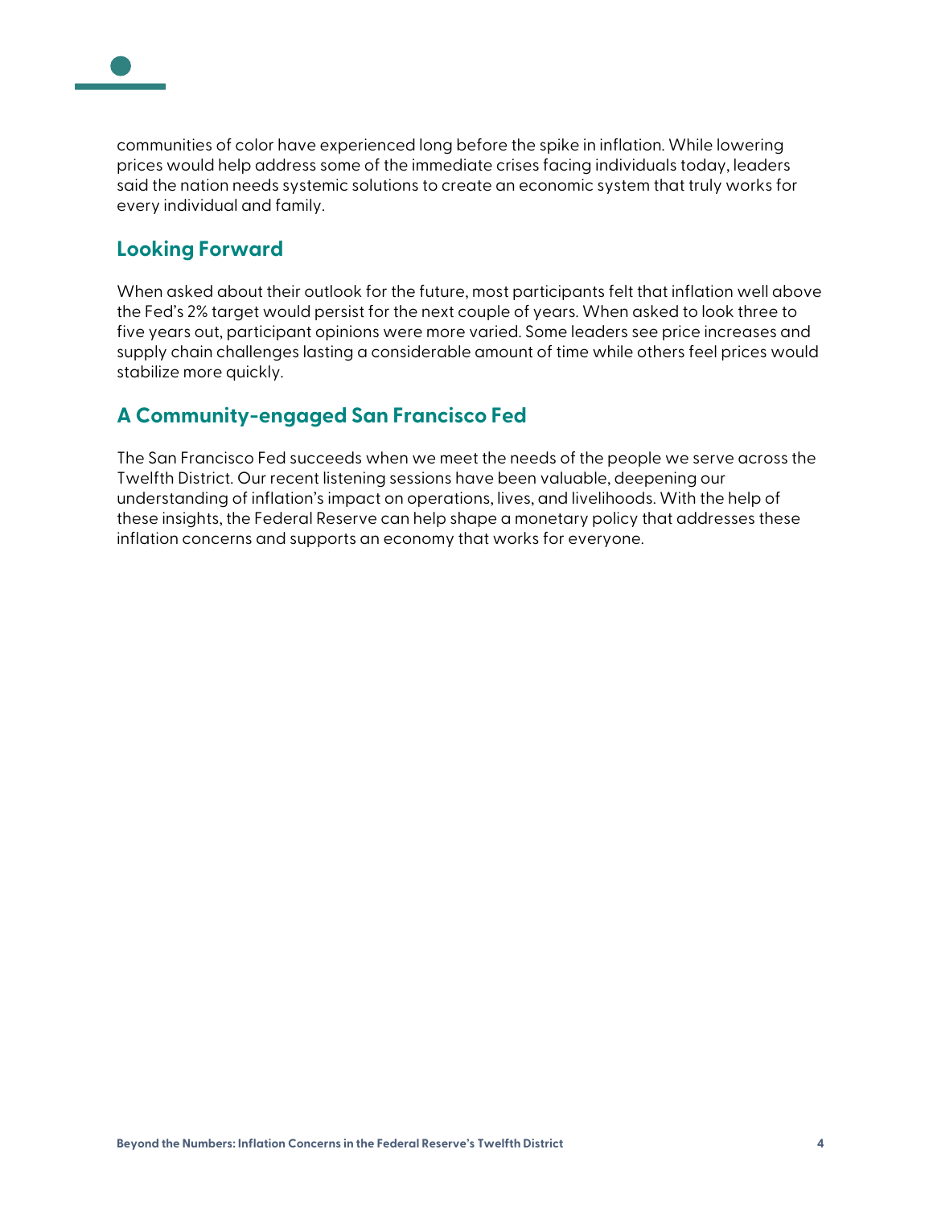communities of color have experienced long before the spike in inflation. While lowering prices would help address some of the immediate crises facing individuals today, leaders said the nation needs systemic solutions to create an economic system that truly works for every individual and family.

## Looking Forward

When asked about their outlook for the future, most participants felt that inflation well above the Fed's 2% target would persist for the next couple of years. When asked to look three to five years out, participant opinions were more varied. Some leaders see price increases and supply chain challenges lasting a considerable amount of time while others feel prices would stabilize more quickly.

## A Community-engaged San Francisco Fed

The San Francisco Fed succeeds when we meet the needs of the people we serve across the Twelfth District. Our recent listening sessions have been valuable, deepening our understanding of inflation's impact on operations, lives, and livelihoods. With the help of these insights, the Federal Reserve can help shape a monetary policy that addresses these inflation concerns and supports an economy that works for everyone.